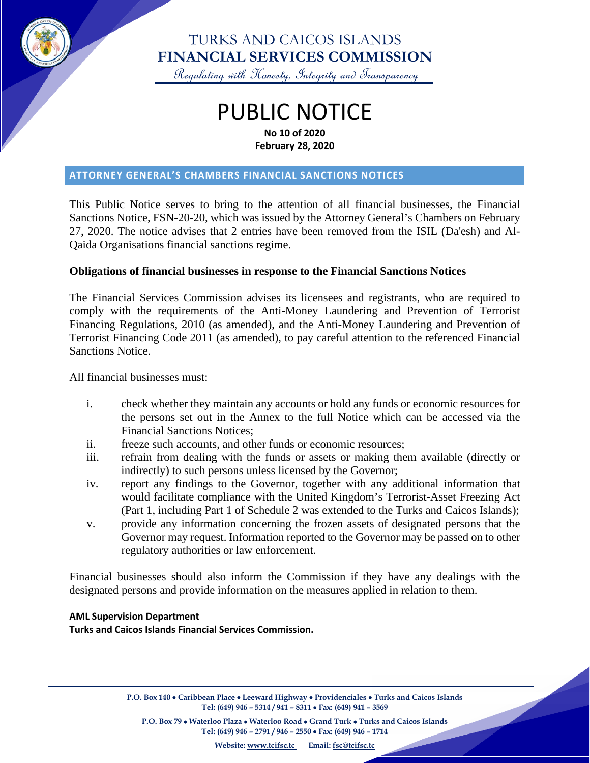# TURKS AND CAICOS ISLANDS
# FINANCIAL SERVICES COMMISSION

*Regulating with Honesty, Integrity and Transparency*

# PUBLIC NOTICE

**No 10 of 2020**
**February 28, 2020**

## ATTORNEY GENERAL'S CHAMBERS FINANCIAL SANCTIONS NOTICES

This Public Notice serves to bring to the attention of all financial businesses, the Financial Sanctions Notice, FSN-20-20, which was issued by the Attorney General's Chambers on February 27, 2020. The notice advises that 2 entries have been removed from the ISIL (Da'esh) and Al-Qaida Organisations financial sanctions regime.

**Obligations of financial businesses in response to the Financial Sanctions Notices**

The Financial Services Commission advises its licensees and registrants, who are required to comply with the requirements of the Anti-Money Laundering and Prevention of Terrorist Financing Regulations, 2010 (as amended), and the Anti-Money Laundering and Prevention of Terrorist Financing Code 2011 (as amended), to pay careful attention to the referenced Financial Sanctions Notice.

All financial businesses must:

i. check whether they maintain any accounts or hold any funds or economic resources for the persons set out in the Annex to the full Notice which can be accessed via the Financial Sanctions Notices;
ii. freeze such accounts, and other funds or economic resources;
iii. refrain from dealing with the funds or assets or making them available (directly or indirectly) to such persons unless licensed by the Governor;
iv. report any findings to the Governor, together with any additional information that would facilitate compliance with the United Kingdom's Terrorist-Asset Freezing Act (Part 1, including Part 1 of Schedule 2 was extended to the Turks and Caicos Islands);
v. provide any information concerning the frozen assets of designated persons that the Governor may request. Information reported to the Governor may be passed on to other regulatory authorities or law enforcement.

Financial businesses should also inform the Commission if they have any dealings with the designated persons and provide information on the measures applied in relation to them.

**AML Supervision Department**
**Turks and Caicos Islands Financial Services Commission.**

P.O. Box 140 • Caribbean Place • Leeward Highway • Providenciales • Turks and Caicos Islands
Tel: (649) 946 – 5314 / 941 – 8311 • Fax: (649) 941 – 3569

P.O. Box 79 • Waterloo Plaza • Waterloo Road • Grand Turk • Turks and Caicos Islands
Tel: (649) 946 – 2791 / 946 – 2550 • Fax: (649) 946 – 1714

Website: www.tcifsc.tc Email: fsc@tcifsc.tc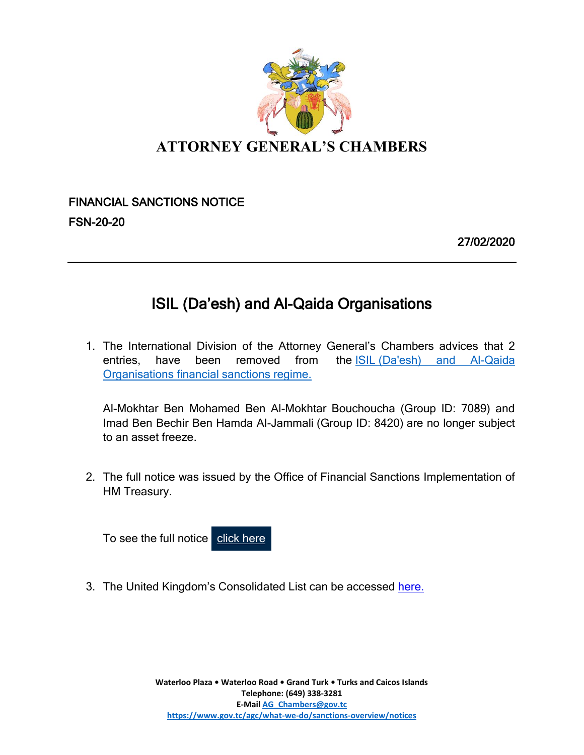# ATTORNEY GENERAL'S CHAMBERS

FINANCIAL SANCTIONS NOTICE

FSN-20-20

27/02/2020

## ISIL (Da'esh) and Al-Qaida Organisations

1. The International Division of the Attorney General's Chambers advices that 2 entries, have been removed from the ISIL (Da'esh) and Al-Qaida Organisations financial sanctions regime.

   Al-Mokhtar Ben Mohamed Ben Al-Mokhtar Bouchoucha (Group ID: 7089) and Imad Ben Bechir Ben Hamda Al-Jammali (Group ID: 8420) are no longer subject to an asset freeze.

2. The full notice was issued by the Office of Financial Sanctions Implementation of HM Treasury.

   To see the full notice click here

3. The United Kingdom's Consolidated List can be accessed here.

**Waterloo Plaza • Waterloo Road • Grand Turk • Turks and Caicos Islands**
**Telephone: (649) 338-3281**
**E-Mail AG_Chambers@gov.tc**
**https://www.gov.tc/agc/what-we-do/sanctions-overview/notices**